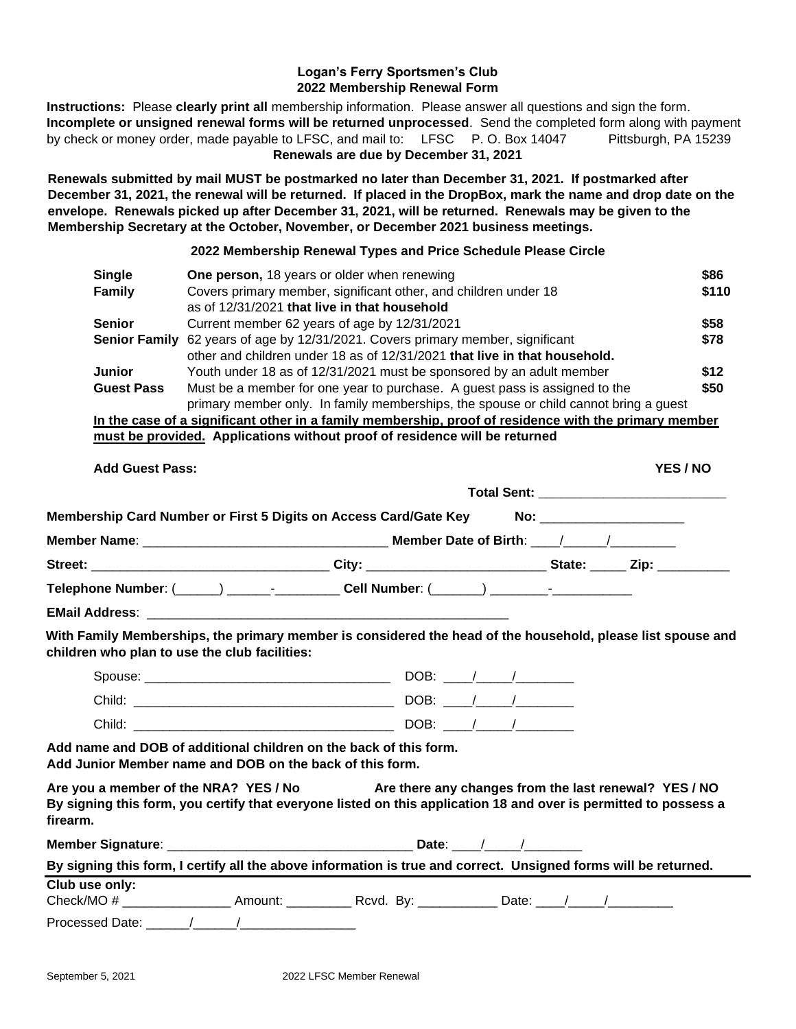# Logan's Ferry Sportsmen's Club
## 2022 Membership Renewal Form

**Instructions:** Please **clearly print all** membership information. Please answer all questions and sign the form. **Incomplete or unsigned renewal forms will be returned unprocessed**. Send the completed form along with payment by check or money order, made payable to LFSC, and mail to: LFSC P. O. Box 14047 Pittsburgh, PA 15239

**Renewals are due by December 31, 2021**

**Renewals submitted by mail MUST be postmarked no later than December 31, 2021. If postmarked after December 31, 2021, the renewal will be returned. If placed in the DropBox, mark the name and drop date on the envelope. Renewals picked up after December 31, 2021, will be returned. Renewals may be given to the Membership Secretary at the October, November, or December 2021 business meetings.**

**2022 Membership Renewal Types and Price Schedule Please Circle**

| | | |
|---|---|---|
| **Single** | **One person,** 18 years or older when renewing | **$86** |
| **Family** | Covers primary member, significant other, and children under 18 as of 12/31/2021 **that live in that household** | **$110** |
| **Senior** | Current member 62 years of age by 12/31/2021 | **$58** |
| **Senior Family** | 62 years of age by 12/31/2021. Covers primary member, significant other and children under 18 as of 12/31/2021 **that live in that household.** | **$78** |
| **Junior** | Youth under 18 as of 12/31/2021 must be sponsored by an adult member | **$12** |
| **Guest Pass** | Must be a member for one year to purchase. A guest pass is assigned to the primary member only. In family memberships, the spouse or child cannot bring a guest | **$50** |

**<u>In the case of a significant other in a family membership, proof of residence with the primary member must be provided.</u> Applications without proof of residence will be returned**

**Add Guest Pass:** **YES / NO**

**Total Sent:** ___________________________

**Membership Card Number or First 5 Digits on Access Card/Gate Key No:** ____________________

**Member Name**: _________________________________ **Member Date of Birth**: ____/______/_________

**Street:** _________________________________ **City:** _________________________ **State:** _____ **Zip:** __________

**Telephone Number**: (______) ______-_________ **Cell Number**: (_______) ________-___________

**EMail Address**: ____________________________________________________

**With Family Memberships, the primary member is considered the head of the household, please list spouse and children who plan to use the club facilities:**

Spouse: __________________________________ DOB: ____/_____/________

Child: ____________________________________ DOB: ____/_____/________

Child: ____________________________________ DOB: ____/_____/________

**Add name and DOB of additional children on the back of this form.**
**Add Junior Member name and DOB on the back of this form.**

**Are you a member of the NRA? YES / No** **Are there any changes from the last renewal? YES / NO**

**By signing this form, you certify that everyone listed on this application 18 and over is permitted to possess a firearm.**

**Member Signature**: __________________________________ **Date**: ____/_____/________

**By signing this form, I certify all the above information is true and correct. Unsigned forms will be returned.**

---

**Club use only:**

Check/MO # _______________ Amount: _________ Rcvd. By: ___________ Date: ____/_____/_________

Processed Date: ______/______/________________

September 5, 2021 2022 LFSC Member Renewal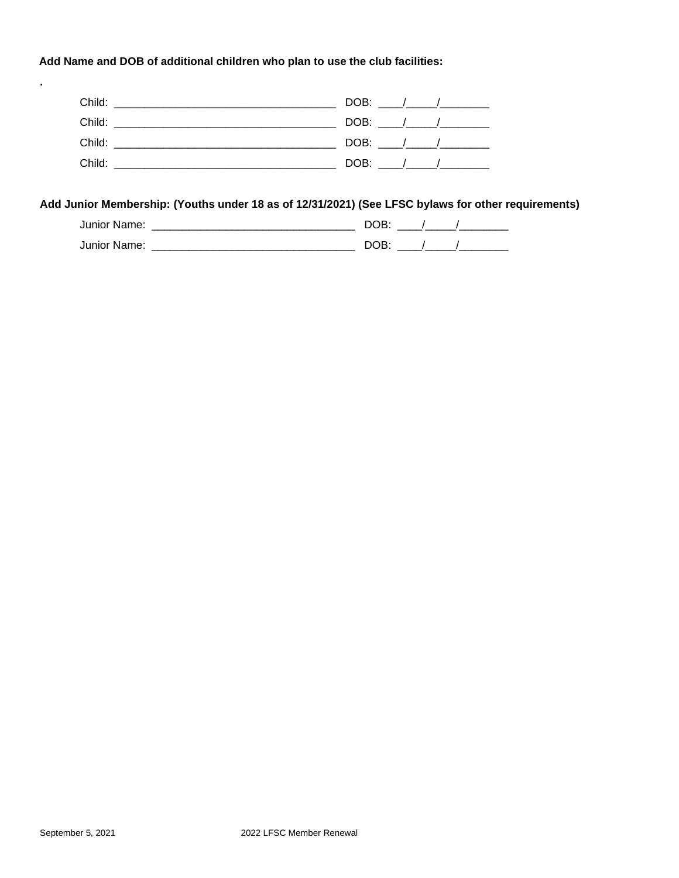**Add Name and DOB of additional children who plan to use the club facilities:**

.

Child: ____________________________________ DOB: ____/_____/________

Child: ____________________________________ DOB: ____/_____/________

Child: ____________________________________ DOB: ____/_____/________

Child: ____________________________________ DOB: ____/_____/________

**Add Junior Membership: (Youths under 18 as of 12/31/2021) (See LFSC bylaws for other requirements)**

Junior Name: ________________________________ DOB: ____/_____/________

Junior Name: ________________________________ DOB: ____/_____/________